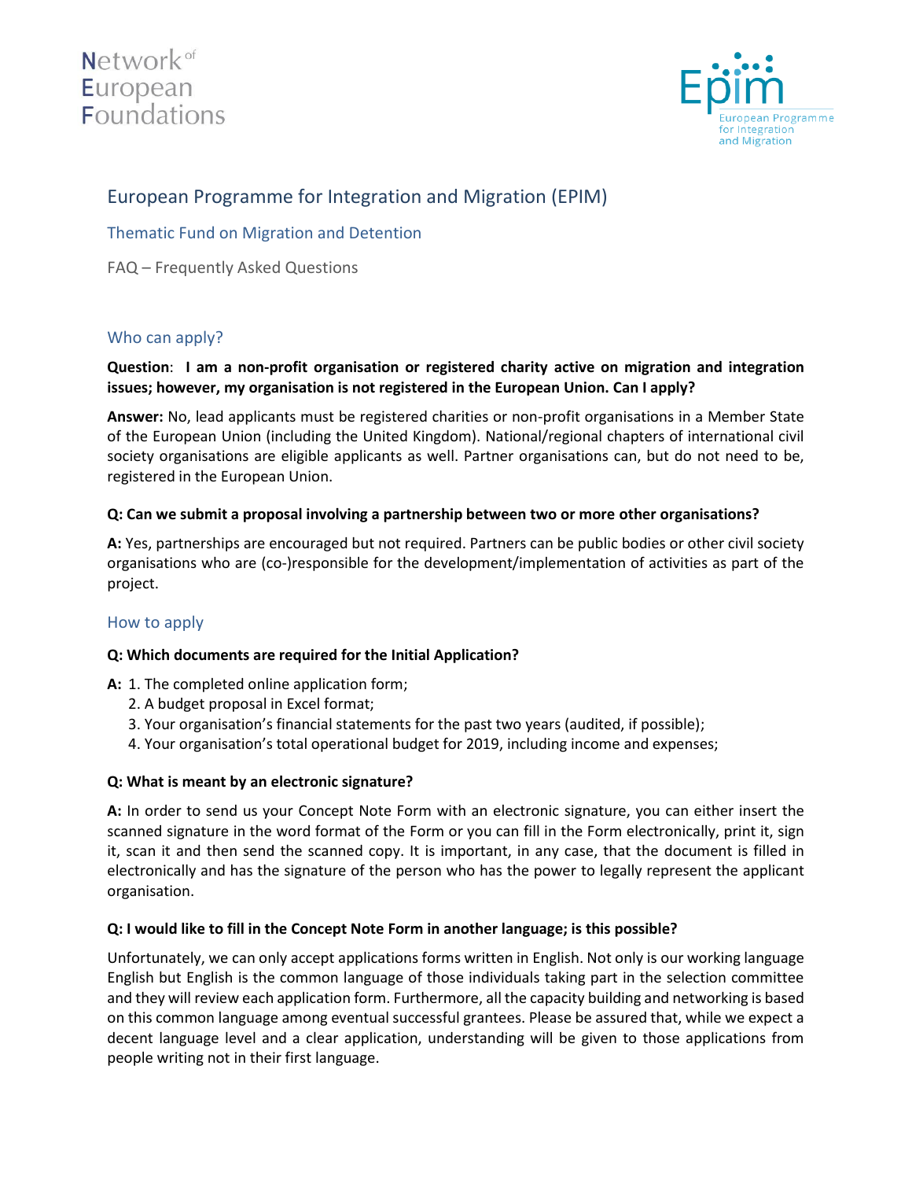# European Programme for Integration and Migration (EPIM)

## Thematic Fund on Migration and Detention

FAQ – Frequently Asked Questions

### Who can apply?

**Question**: **I am a non-profit organisation or registered charity active on migration and integration issues; however, my organisation is not registered in the European Union. Can I apply?**

**Answer:** No, lead applicants must be registered charities or non-profit organisations in a Member State of the European Union (including the United Kingdom). National/regional chapters of international civil society organisations are eligible applicants as well. Partner organisations can, but do not need to be, registered in the European Union.

**Q: Can we submit a proposal involving a partnership between two or more other organisations?**

**A:** Yes, partnerships are encouraged but not required. Partners can be public bodies or other civil society organisations who are (co-)responsible for the development/implementation of activities as part of the project.

### How to apply

**Q: Which documents are required for the Initial Application?**

**A:**
1. The completed online application form;
2. A budget proposal in Excel format;
3. Your organisation's financial statements for the past two years (audited, if possible);
4. Your organisation's total operational budget for 2019, including income and expenses;

**Q: What is meant by an electronic signature?**

**A:** In order to send us your Concept Note Form with an electronic signature, you can either insert the scanned signature in the word format of the Form or you can fill in the Form electronically, print it, sign it, scan it and then send the scanned copy. It is important, in any case, that the document is filled in electronically and has the signature of the person who has the power to legally represent the applicant organisation.

**Q: I would like to fill in the Concept Note Form in another language; is this possible?**

Unfortunately, we can only accept applications forms written in English. Not only is our working language English but English is the common language of those individuals taking part in the selection committee and they will review each application form. Furthermore, all the capacity building and networking is based on this common language among eventual successful grantees. Please be assured that, while we expect a decent language level and a clear application, understanding will be given to those applications from people writing not in their first language.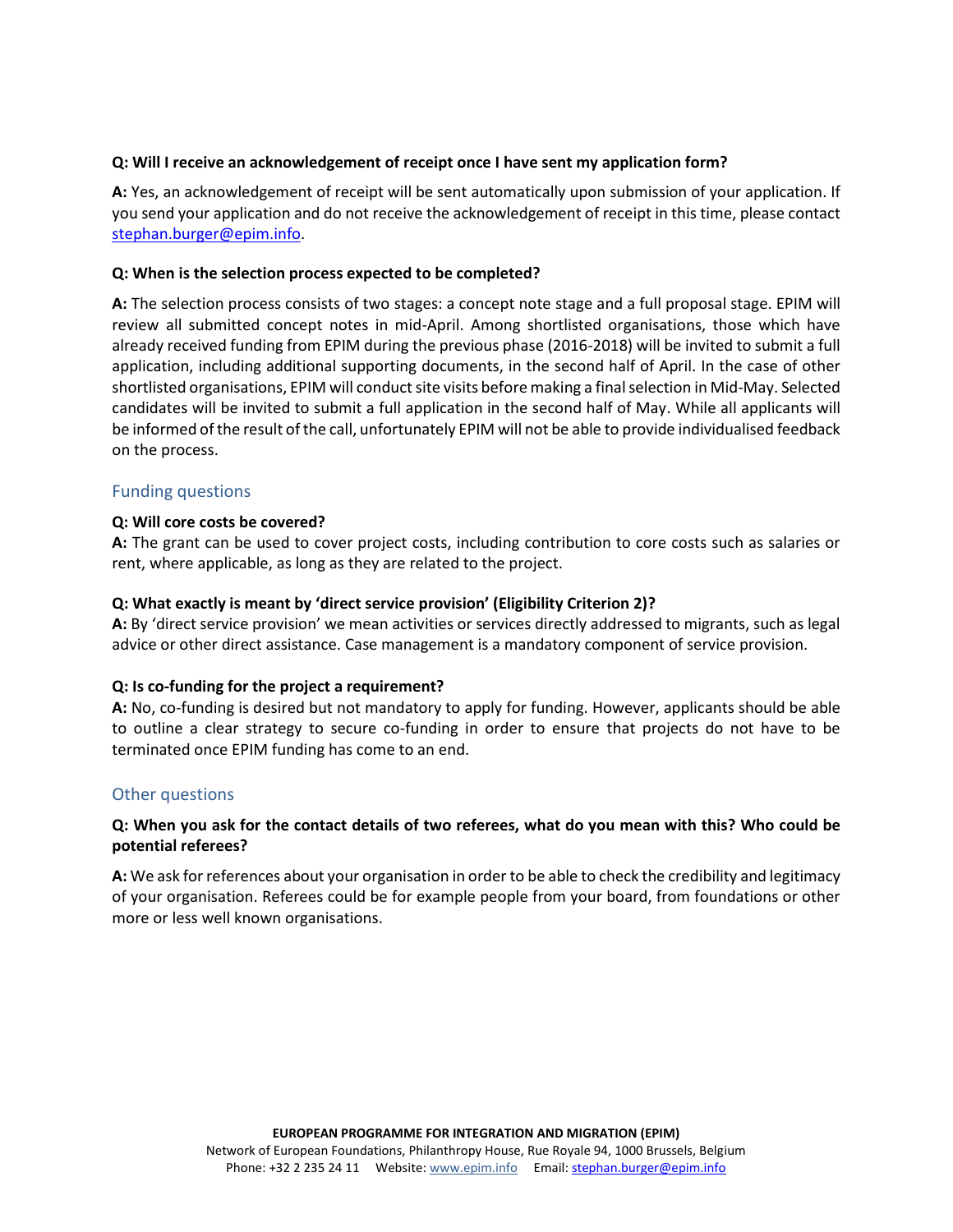**Q: Will I receive an acknowledgement of receipt once I have sent my application form?**

**A:** Yes, an acknowledgement of receipt will be sent automatically upon submission of your application. If you send your application and do not receive the acknowledgement of receipt in this time, please contact stephan.burger@epim.info.

**Q: When is the selection process expected to be completed?**

**A:** The selection process consists of two stages: a concept note stage and a full proposal stage. EPIM will review all submitted concept notes in mid-April. Among shortlisted organisations, those which have already received funding from EPIM during the previous phase (2016-2018) will be invited to submit a full application, including additional supporting documents, in the second half of April. In the case of other shortlisted organisations, EPIM will conduct site visits before making a final selection in Mid-May. Selected candidates will be invited to submit a full application in the second half of May. While all applicants will be informed of the result of the call, unfortunately EPIM will not be able to provide individualised feedback on the process.

## Funding questions

**Q: Will core costs be covered?**
**A:** The grant can be used to cover project costs, including contribution to core costs such as salaries or rent, where applicable, as long as they are related to the project.

**Q: What exactly is meant by 'direct service provision' (Eligibility Criterion 2)?**
**A:** By 'direct service provision' we mean activities or services directly addressed to migrants, such as legal advice or other direct assistance. Case management is a mandatory component of service provision.

**Q: Is co-funding for the project a requirement?**
**A:** No, co-funding is desired but not mandatory to apply for funding. However, applicants should be able to outline a clear strategy to secure co-funding in order to ensure that projects do not have to be terminated once EPIM funding has come to an end.

## Other questions

**Q: When you ask for the contact details of two referees, what do you mean with this? Who could be potential referees?**

**A:** We ask for references about your organisation in order to be able to check the credibility and legitimacy of your organisation. Referees could be for example people from your board, from foundations or other more or less well known organisations.

**EUROPEAN PROGRAMME FOR INTEGRATION AND MIGRATION (EPIM)**
Network of European Foundations, Philanthropy House, Rue Royale 94, 1000 Brussels, Belgium
Phone: +32 2 235 24 11 Website: www.epim.info Email: stephan.burger@epim.info